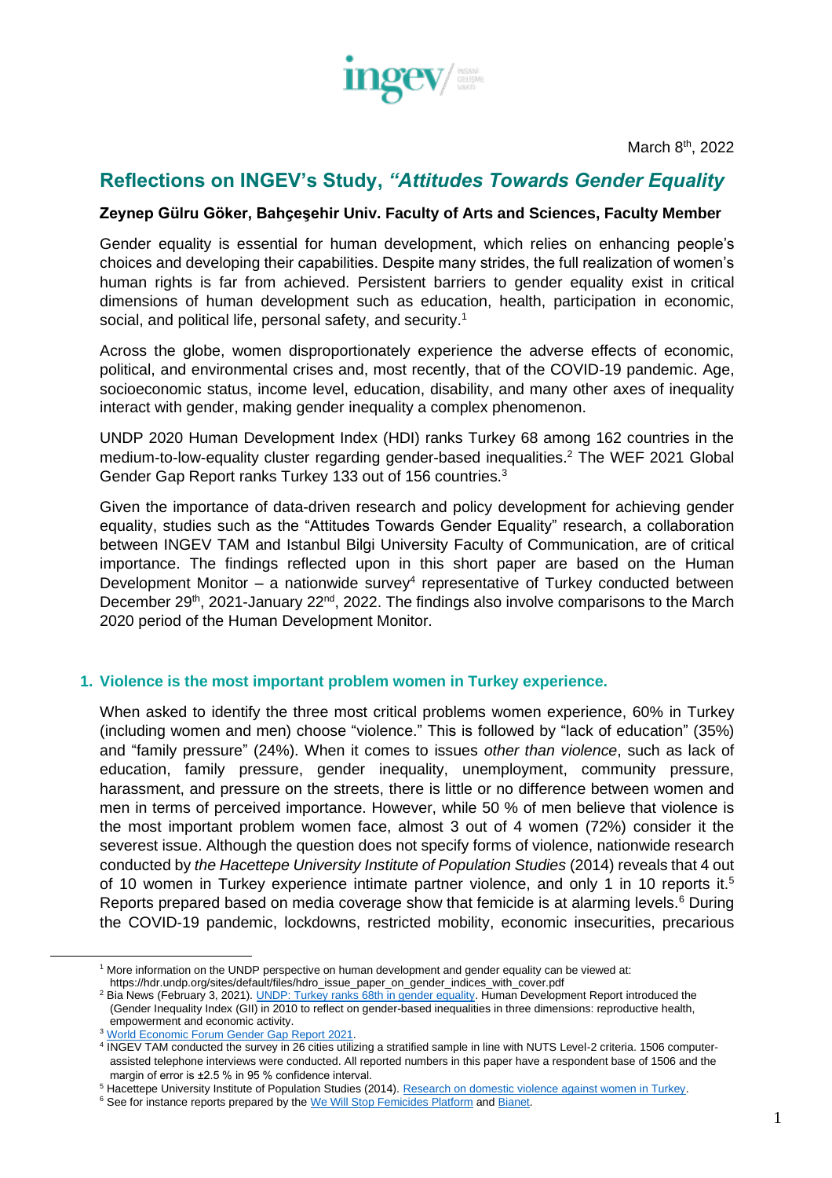March 8th, 2022

# Reflections on INGEV's Study, *"Attitudes Towards Gender Equality*

**Zeynep Gülru Göker, Bahçeşehir Univ. Faculty of Arts and Sciences, Faculty Member**

Gender equality is essential for human development, which relies on enhancing people's choices and developing their capabilities. Despite many strides, the full realization of women's human rights is far from achieved. Persistent barriers to gender equality exist in critical dimensions of human development such as education, health, participation in economic, social, and political life, personal safety, and security.[1]

Across the globe, women disproportionately experience the adverse effects of economic, political, and environmental crises and, most recently, that of the COVID-19 pandemic. Age, socioeconomic status, income level, education, disability, and many other axes of inequality interact with gender, making gender inequality a complex phenomenon.

UNDP 2020 Human Development Index (HDI) ranks Turkey 68 among 162 countries in the medium-to-low-equality cluster regarding gender-based inequalities.[2] The WEF 2021 Global Gender Gap Report ranks Turkey 133 out of 156 countries.[3]

Given the importance of data-driven research and policy development for achieving gender equality, studies such as the "Attitudes Towards Gender Equality" research, a collaboration between INGEV TAM and Istanbul Bilgi University Faculty of Communication, are of critical importance. The findings reflected upon in this short paper are based on the Human Development Monitor – a nationwide survey[4] representative of Turkey conducted between December 29th, 2021-January 22nd, 2022. The findings also involve comparisons to the March 2020 period of the Human Development Monitor.

## 1. Violence is the most important problem women in Turkey experience.

When asked to identify the three most critical problems women experience, 60% in Turkey (including women and men) choose "violence." This is followed by "lack of education" (35%) and "family pressure" (24%). When it comes to issues *other than violence*, such as lack of education, family pressure, gender inequality, unemployment, community pressure, harassment, and pressure on the streets, there is little or no difference between women and men in terms of perceived importance. However, while 50 % of men believe that violence is the most important problem women face, almost 3 out of 4 women (72%) consider it the severest issue. Although the question does not specify forms of violence, nationwide research conducted by *the Hacettepe University Institute of Population Studies* (2014) reveals that 4 out of 10 women in Turkey experience intimate partner violence, and only 1 in 10 reports it.[5] Reports prepared based on media coverage show that femicide is at alarming levels.[6] During the COVID-19 pandemic, lockdowns, restricted mobility, economic insecurities, precarious

---

[1] More information on the UNDP perspective on human development and gender equality can be viewed at: https://hdr.undp.org/sites/default/files/hdro_issue_paper_on_gender_indices_with_cover.pdf

[2] Bia News (February 3, 2021). UNDP: Turkey ranks 68th in gender equality. Human Development Report introduced the (Gender Inequality Index (GII) in 2010 to reflect on gender-based inequalities in three dimensions: reproductive health, empowerment and economic activity.

[3] World Economic Forum Gender Gap Report 2021.

[4] INGEV TAM conducted the survey in 26 cities utilizing a stratified sample in line with NUTS Level-2 criteria. 1506 computer-assisted telephone interviews were conducted. All reported numbers in this paper have a respondent base of 1506 and the margin of error is ±2.5 % in 95 % confidence interval.

[5] Hacettepe University Institute of Population Studies (2014). Research on domestic violence against women in Turkey.

[6] See for instance reports prepared by the We Will Stop Femicides Platform and Bianet.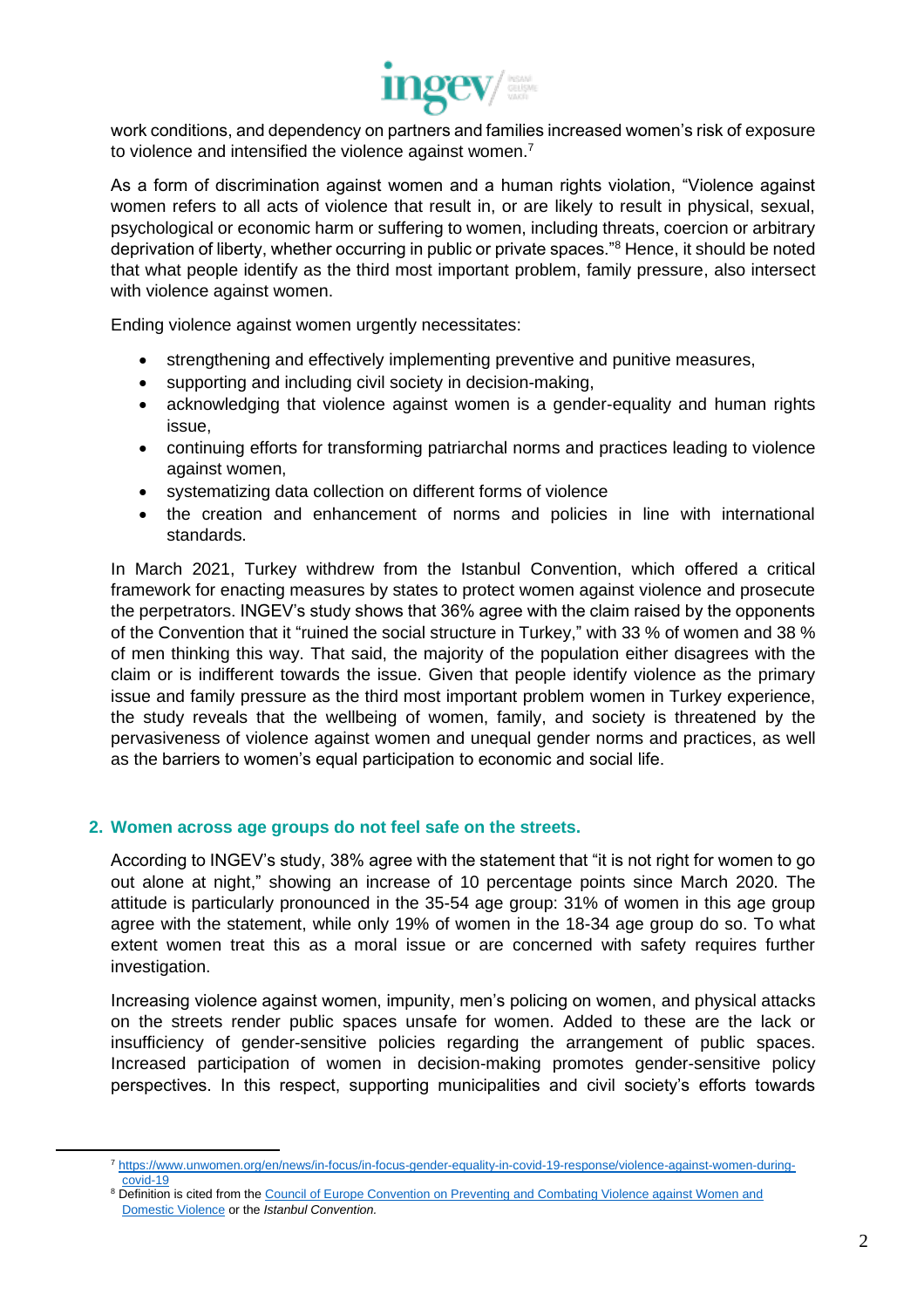work conditions, and dependency on partners and families increased women's risk of exposure to violence and intensified the violence against women.[7]

As a form of discrimination against women and a human rights violation, "Violence against women refers to all acts of violence that result in, or are likely to result in physical, sexual, psychological or economic harm or suffering to women, including threats, coercion or arbitrary deprivation of liberty, whether occurring in public or private spaces."[8] Hence, it should be noted that what people identify as the third most important problem, family pressure, also intersect with violence against women.

Ending violence against women urgently necessitates:

- strengthening and effectively implementing preventive and punitive measures,
- supporting and including civil society in decision-making,
- acknowledging that violence against women is a gender-equality and human rights issue,
- continuing efforts for transforming patriarchal norms and practices leading to violence against women,
- systematizing data collection on different forms of violence
- the creation and enhancement of norms and policies in line with international standards.

In March 2021, Turkey withdrew from the Istanbul Convention, which offered a critical framework for enacting measures by states to protect women against violence and prosecute the perpetrators. INGEV's study shows that 36% agree with the claim raised by the opponents of the Convention that it "ruined the social structure in Turkey," with 33 % of women and 38 % of men thinking this way. That said, the majority of the population either disagrees with the claim or is indifferent towards the issue. Given that people identify violence as the primary issue and family pressure as the third most important problem women in Turkey experience, the study reveals that the wellbeing of women, family, and society is threatened by the pervasiveness of violence against women and unequal gender norms and practices, as well as the barriers to women's equal participation to economic and social life.

## 2. Women across age groups do not feel safe on the streets.

According to INGEV's study, 38% agree with the statement that "it is not right for women to go out alone at night," showing an increase of 10 percentage points since March 2020. The attitude is particularly pronounced in the 35-54 age group: 31% of women in this age group agree with the statement, while only 19% of women in the 18-34 age group do so. To what extent women treat this as a moral issue or are concerned with safety requires further investigation.

Increasing violence against women, impunity, men's policing on women, and physical attacks on the streets render public spaces unsafe for women. Added to these are the lack or insufficiency of gender-sensitive policies regarding the arrangement of public spaces. Increased participation of women in decision-making promotes gender-sensitive policy perspectives. In this respect, supporting municipalities and civil society's efforts towards

---

[7] https://www.unwomen.org/en/news/in-focus/in-focus-gender-equality-in-covid-19-response/violence-against-women-during-covid-19

[8] Definition is cited from the Council of Europe Convention on Preventing and Combating Violence against Women and Domestic Violence or the *Istanbul Convention.*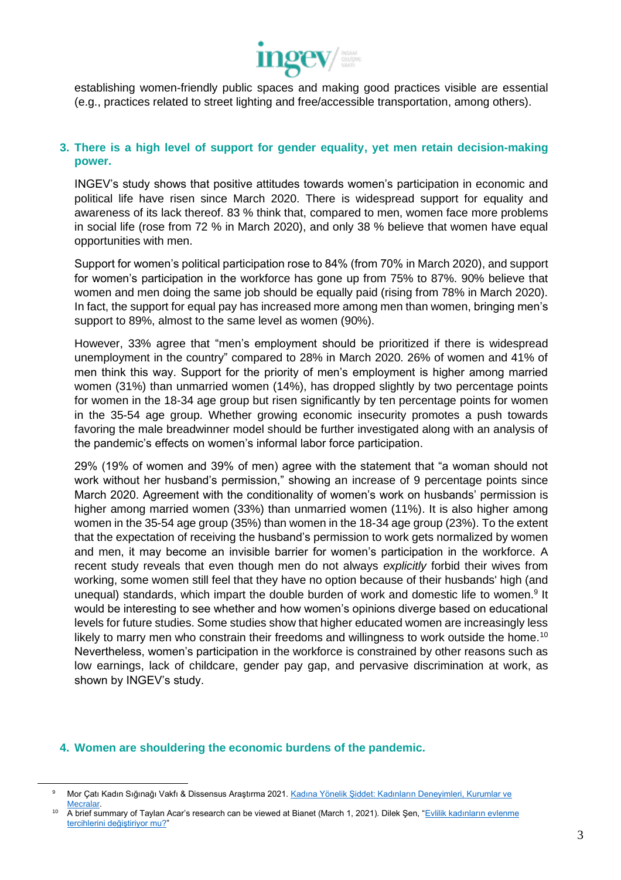establishing women-friendly public spaces and making good practices visible are essential (e.g., practices related to street lighting and free/accessible transportation, among others).

## 3. There is a high level of support for gender equality, yet men retain decision-making power.

INGEV's study shows that positive attitudes towards women's participation in economic and political life have risen since March 2020. There is widespread support for equality and awareness of its lack thereof. 83 % think that, compared to men, women face more problems in social life (rose from 72 % in March 2020), and only 38 % believe that women have equal opportunities with men.

Support for women's political participation rose to 84% (from 70% in March 2020), and support for women's participation in the workforce has gone up from 75% to 87%. 90% believe that women and men doing the same job should be equally paid (rising from 78% in March 2020). In fact, the support for equal pay has increased more among men than women, bringing men's support to 89%, almost to the same level as women (90%).

However, 33% agree that "men's employment should be prioritized if there is widespread unemployment in the country" compared to 28% in March 2020. 26% of women and 41% of men think this way. Support for the priority of men's employment is higher among married women (31%) than unmarried women (14%), has dropped slightly by two percentage points for women in the 18-34 age group but risen significantly by ten percentage points for women in the 35-54 age group. Whether growing economic insecurity promotes a push towards favoring the male breadwinner model should be further investigated along with an analysis of the pandemic's effects on women's informal labor force participation.

29% (19% of women and 39% of men) agree with the statement that "a woman should not work without her husband's permission," showing an increase of 9 percentage points since March 2020. Agreement with the conditionality of women's work on husbands' permission is higher among married women (33%) than unmarried women (11%). It is also higher among women in the 35-54 age group (35%) than women in the 18-34 age group (23%). To the extent that the expectation of receiving the husband's permission to work gets normalized by women and men, it may become an invisible barrier for women's participation in the workforce. A recent study reveals that even though men do not always *explicitly* forbid their wives from working, some women still feel that they have no option because of their husbands' high (and unequal) standards, which impart the double burden of work and domestic life to women.[9] It would be interesting to see whether and how women's opinions diverge based on educational levels for future studies. Some studies show that higher educated women are increasingly less likely to marry men who constrain their freedoms and willingness to work outside the home.[10] Nevertheless, women's participation in the workforce is constrained by other reasons such as low earnings, lack of childcare, gender pay gap, and pervasive discrimination at work, as shown by INGEV's study.

## 4. Women are shouldering the economic burdens of the pandemic.

---

[9] Mor Çatı Kadın Sığınağı Vakfı & Dissensus Araştırma 2021. Kadına Yönelik Şiddet: Kadınların Deneyimleri, Kurumlar ve Mecralar.

[10] A brief summary of Taylan Acar's research can be viewed at Bianet (March 1, 2021). Dilek Şen, "Evlilik kadınların evlenme tercihlerini değiştiriyor mu?"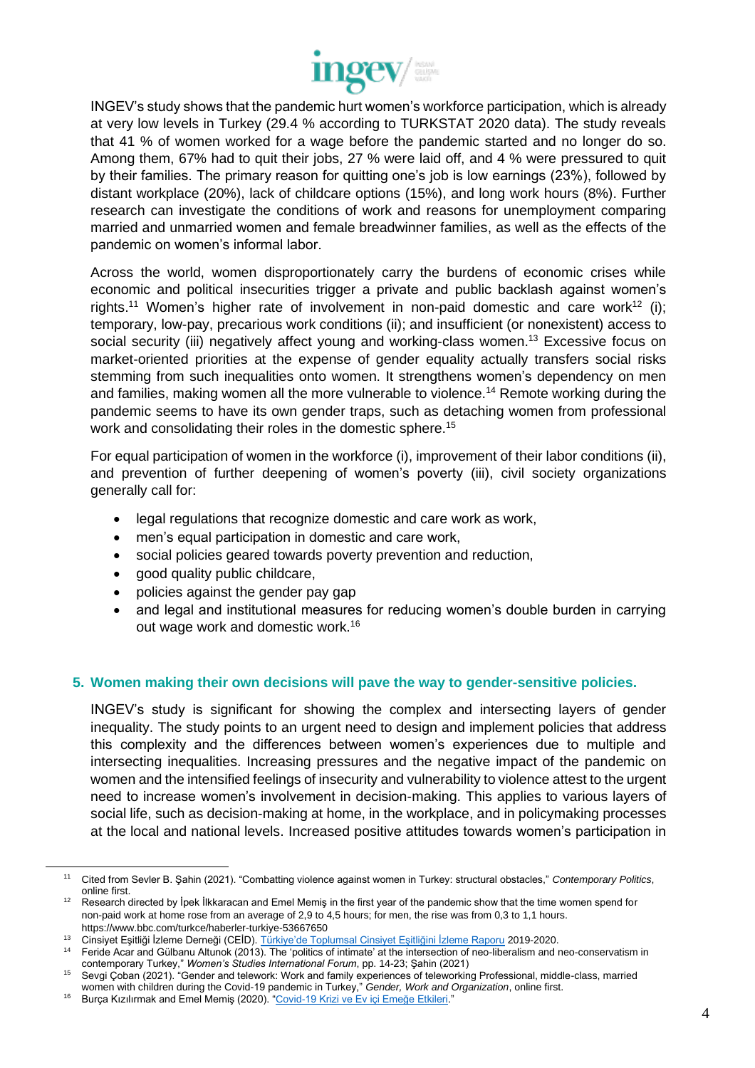INGEV's study shows that the pandemic hurt women's workforce participation, which is already at very low levels in Turkey (29.4 % according to TURKSTAT 2020 data). The study reveals that 41 % of women worked for a wage before the pandemic started and no longer do so. Among them, 67% had to quit their jobs, 27 % were laid off, and 4 % were pressured to quit by their families. The primary reason for quitting one's job is low earnings (23%), followed by distant workplace (20%), lack of childcare options (15%), and long work hours (8%). Further research can investigate the conditions of work and reasons for unemployment comparing married and unmarried women and female breadwinner families, as well as the effects of the pandemic on women's informal labor.

Across the world, women disproportionately carry the burdens of economic crises while economic and political insecurities trigger a private and public backlash against women's rights.[11] Women's higher rate of involvement in non-paid domestic and care work[12] (i); temporary, low-pay, precarious work conditions (ii); and insufficient (or nonexistent) access to social security (iii) negatively affect young and working-class women.[13] Excessive focus on market-oriented priorities at the expense of gender equality actually transfers social risks stemming from such inequalities onto women. It strengthens women's dependency on men and families, making women all the more vulnerable to violence.[14] Remote working during the pandemic seems to have its own gender traps, such as detaching women from professional work and consolidating their roles in the domestic sphere.[15]

For equal participation of women in the workforce (i), improvement of their labor conditions (ii), and prevention of further deepening of women's poverty (iii), civil society organizations generally call for:

- legal regulations that recognize domestic and care work as work,
- men's equal participation in domestic and care work,
- social policies geared towards poverty prevention and reduction,
- good quality public childcare,
- policies against the gender pay gap
- and legal and institutional measures for reducing women's double burden in carrying out wage work and domestic work.[16]

## 5. Women making their own decisions will pave the way to gender-sensitive policies.

INGEV's study is significant for showing the complex and intersecting layers of gender inequality. The study points to an urgent need to design and implement policies that address this complexity and the differences between women's experiences due to multiple and intersecting inequalities. Increasing pressures and the negative impact of the pandemic on women and the intensified feelings of insecurity and vulnerability to violence attest to the urgent need to increase women's involvement in decision-making. This applies to various layers of social life, such as decision-making at home, in the workplace, and in policymaking processes at the local and national levels. Increased positive attitudes towards women's participation in

---

[11] Cited from Sevler B. Şahin (2021). "Combatting violence against women in Turkey: structural obstacles," *Contemporary Politics*, online first.

[12] Research directed by İpek İlkkaracan and Emel Memiş in the first year of the pandemic show that the time women spend for non-paid work at home rose from an average of 2,9 to 4,5 hours; for men, the rise was from 0,3 to 1,1 hours. https://www.bbc.com/turkce/haberler-turkiye-53667650

[13] Cinsiyet Eşitliği İzleme Derneği (CEİD). Türkiye'de Toplumsal Cinsiyet Eşitliğini İzleme Raporu 2019-2020.

[14] Feride Acar and Gülbanu Altunok (2013). The 'politics of intimate' at the intersection of neo-liberalism and neo-conservatism in contemporary Turkey," *Women's Studies International Forum*, pp. 14-23; Şahin (2021)

[15] Sevgi Çoban (2021). "Gender and telework: Work and family experiences of teleworking Professional, middle-class, married women with children during the Covid-19 pandemic in Turkey," *Gender, Work and Organization*, online first.

[16] Burça Kızılırmak and Emel Memiş (2020). "Covid-19 Krizi ve Ev içi Emeğe Etkileri."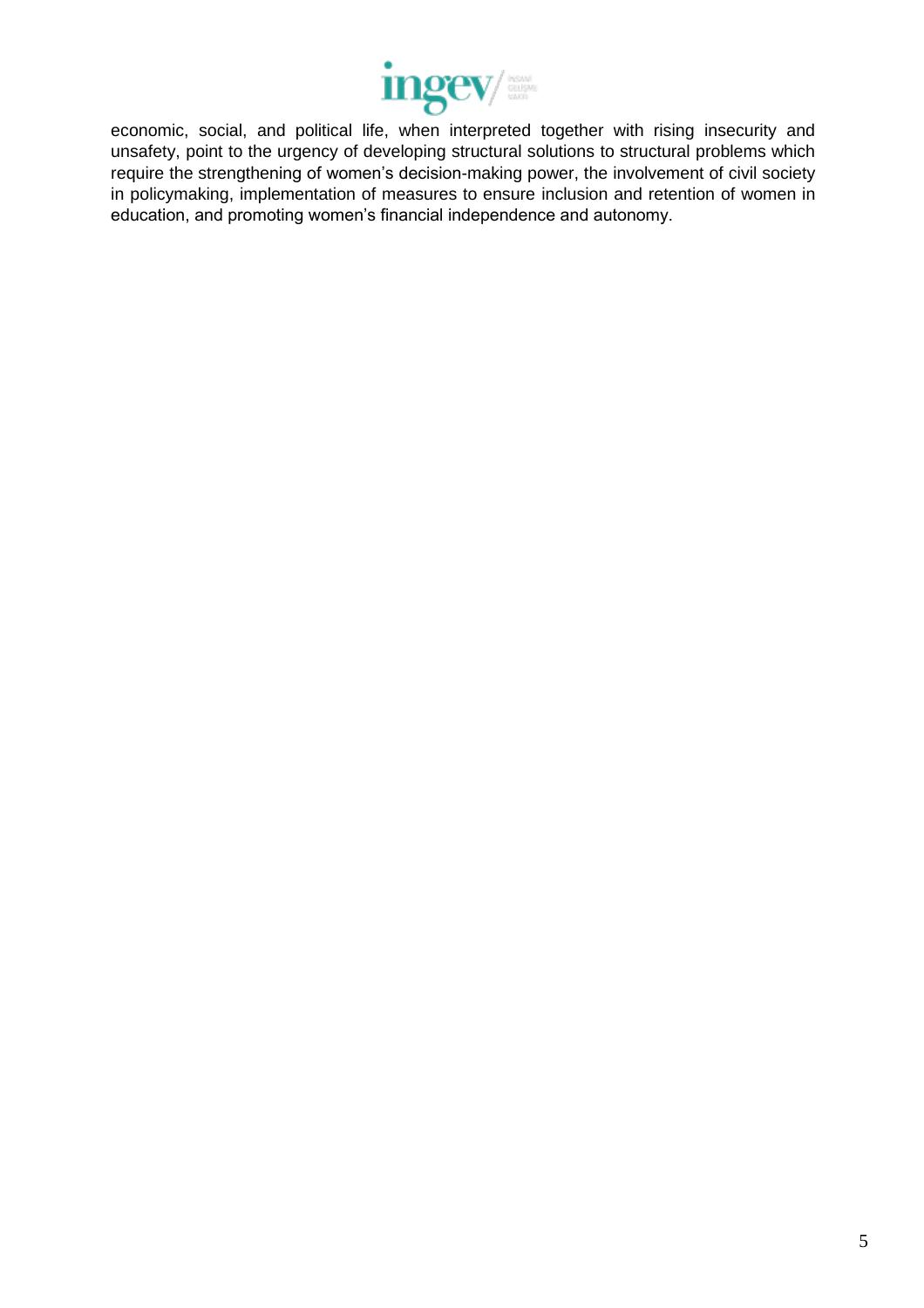economic, social, and political life, when interpreted together with rising insecurity and unsafety, point to the urgency of developing structural solutions to structural problems which require the strengthening of women's decision-making power, the involvement of civil society in policymaking, implementation of measures to ensure inclusion and retention of women in education, and promoting women's financial independence and autonomy.